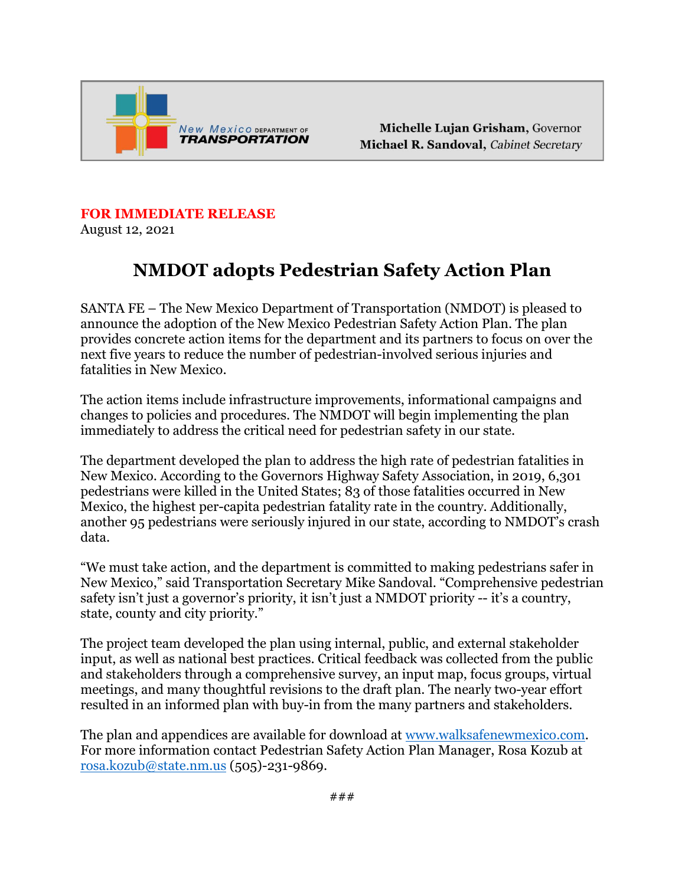New Mexico DEPARTMENT OF TRANSPORTATION

**Michelle Lujan Grisham**, Governor
**Michael R. Sandoval**, *Cabinet Secretary*

**FOR IMMEDIATE RELEASE**
August 12, 2021

# NMDOT adopts Pedestrian Safety Action Plan

SANTA FE – The New Mexico Department of Transportation (NMDOT) is pleased to announce the adoption of the New Mexico Pedestrian Safety Action Plan. The plan provides concrete action items for the department and its partners to focus on over the next five years to reduce the number of pedestrian-involved serious injuries and fatalities in New Mexico.

The action items include infrastructure improvements, informational campaigns and changes to policies and procedures. The NMDOT will begin implementing the plan immediately to address the critical need for pedestrian safety in our state.

The department developed the plan to address the high rate of pedestrian fatalities in New Mexico. According to the Governors Highway Safety Association, in 2019, 6,301 pedestrians were killed in the United States; 83 of those fatalities occurred in New Mexico, the highest per-capita pedestrian fatality rate in the country. Additionally, another 95 pedestrians were seriously injured in our state, according to NMDOT's crash data.

"We must take action, and the department is committed to making pedestrians safer in New Mexico," said Transportation Secretary Mike Sandoval. "Comprehensive pedestrian safety isn't just a governor's priority, it isn't just a NMDOT priority -- it's a country, state, county and city priority."

The project team developed the plan using internal, public, and external stakeholder input, as well as national best practices. Critical feedback was collected from the public and stakeholders through a comprehensive survey, an input map, focus groups, virtual meetings, and many thoughtful revisions to the draft plan. The nearly two-year effort resulted in an informed plan with buy-in from the many partners and stakeholders.

The plan and appendices are available for download at www.walksafenewmexico.com. For more information contact Pedestrian Safety Action Plan Manager, Rosa Kozub at rosa.kozub@state.nm.us (505)-231-9869.

###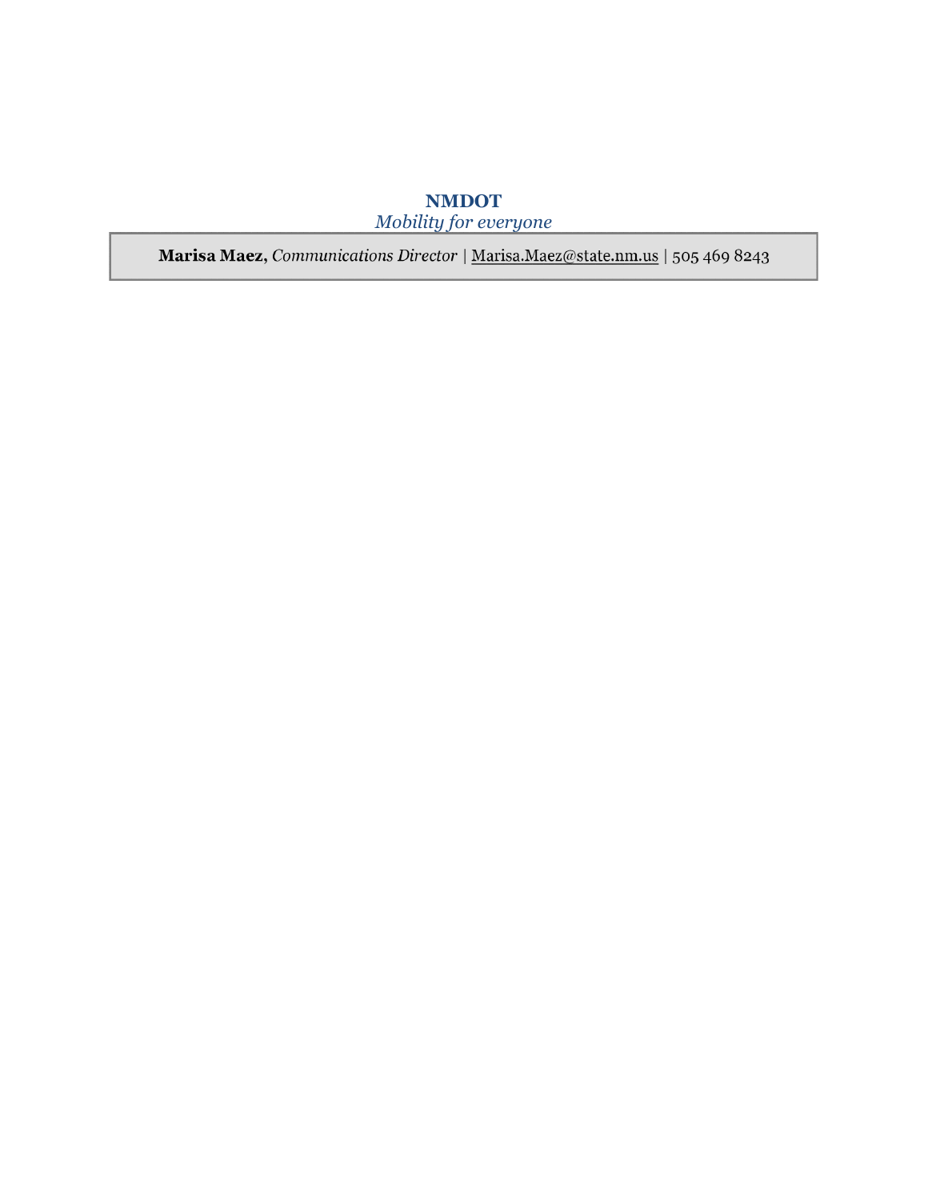**NMDOT**
*Mobility for everyone*

**Marisa Maez,** *Communications Director* | Marisa.Maez@state.nm.us | 505 469 8243